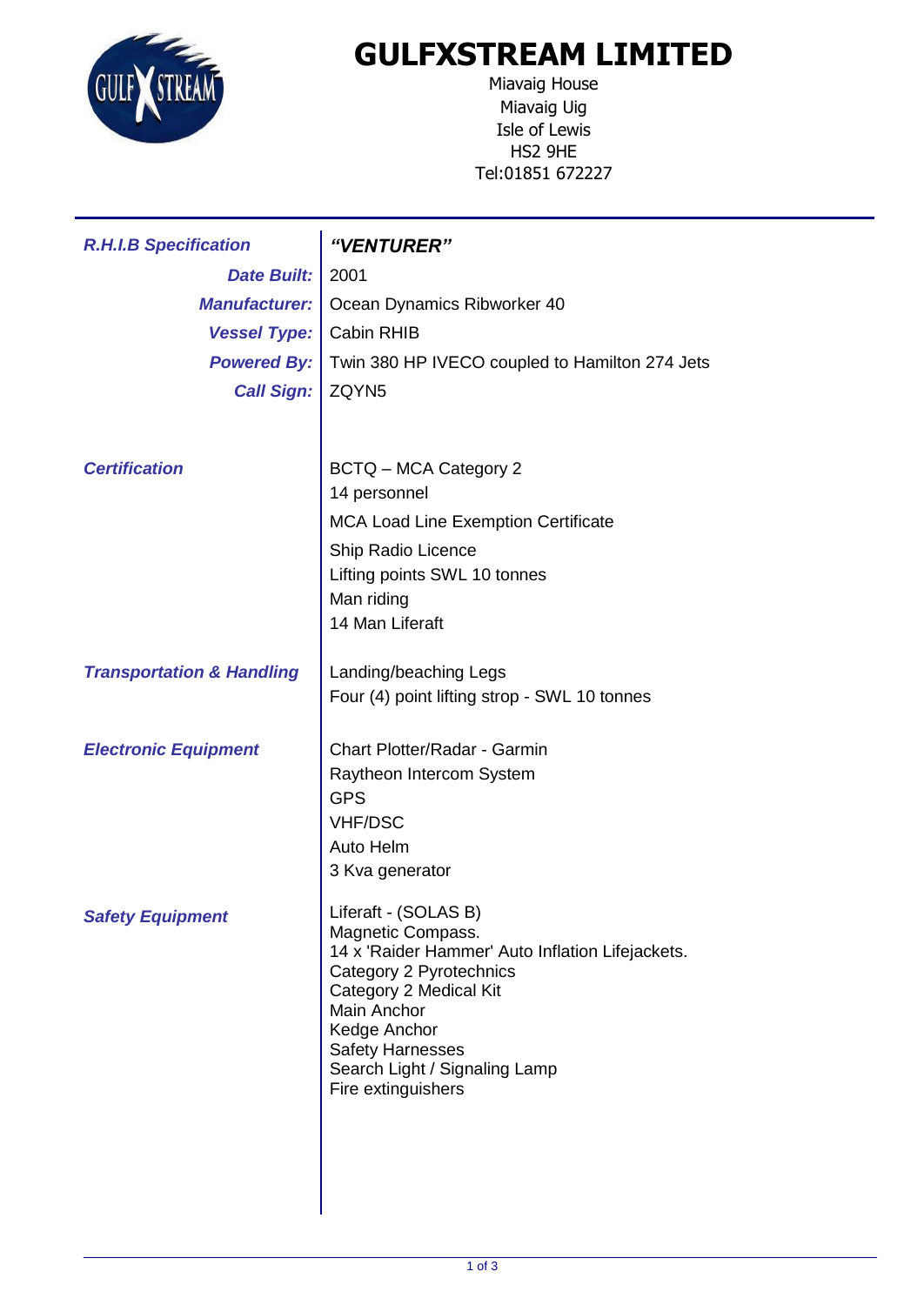# GULFXSTREAM LIMITED

Miavaig House
Miavaig Uig
Isle of Lewis
HS2 9HE
Tel:01851 672227

| | |
|---|---|
| ***R.H.I.B Specification*** | ***"VENTURER"*** |
| ***Date Built:*** | 2001 |
| ***Manufacturer:*** | Ocean Dynamics Ribworker 40 |
| ***Vessel Type:*** | Cabin RHIB |
| ***Powered By:*** | Twin 380 HP IVECO coupled to Hamilton 274 Jets |
| ***Call Sign:*** | ZQYN5 |

***Certification***

BCTQ – MCA Category 2
14 personnel
MCA Load Line Exemption Certificate
Ship Radio Licence
Lifting points SWL 10 tonnes
Man riding
14 Man Liferaft

***Transportation & Handling***

Landing/beaching Legs
Four (4) point lifting strop - SWL 10 tonnes

***Electronic Equipment***

Chart Plotter/Radar - Garmin
Raytheon Intercom System
GPS
VHF/DSC
Auto Helm
3 Kva generator

***Safety Equipment***

Liferaft - (SOLAS B)
Magnetic Compass.
14 x 'Raider Hammer' Auto Inflation Lifejackets.
Category 2 Pyrotechnics
Category 2 Medical Kit
Main Anchor
Kedge Anchor
Safety Harnesses
Search Light / Signaling Lamp
Fire extinguishers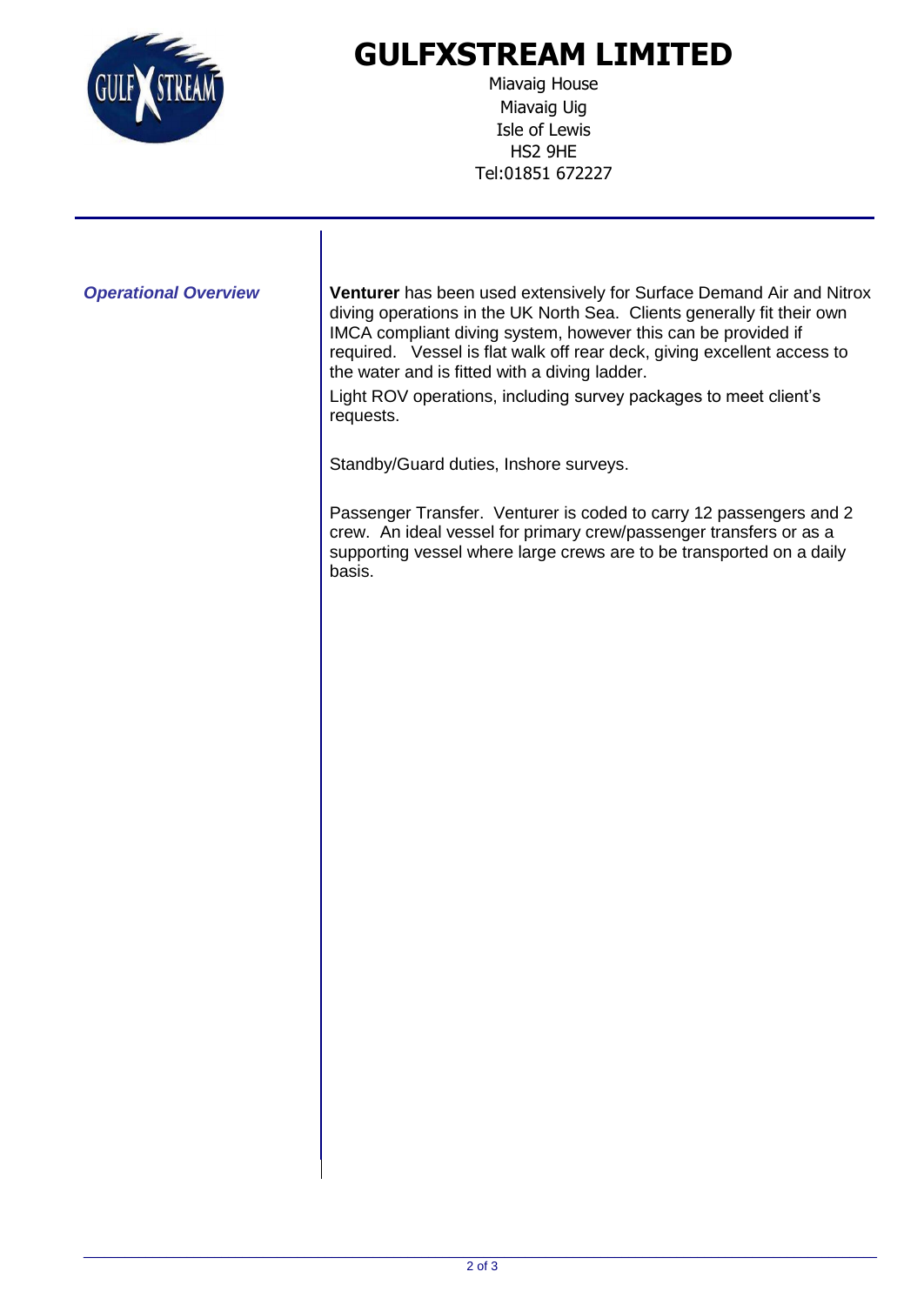# GULFXSTREAM LIMITED

Miavaig House
Miavaig Uig
Isle of Lewis
HS2 9HE
Tel:01851 672227

***Operational Overview***

**Venturer** has been used extensively for Surface Demand Air and Nitrox diving operations in the UK North Sea. Clients generally fit their own IMCA compliant diving system, however this can be provided if required. Vessel is flat walk off rear deck, giving excellent access to the water and is fitted with a diving ladder.

Light ROV operations, including survey packages to meet client's requests.

Standby/Guard duties, Inshore surveys.

Passenger Transfer. Venturer is coded to carry 12 passengers and 2 crew. An ideal vessel for primary crew/passenger transfers or as a supporting vessel where large crews are to be transported on a daily basis.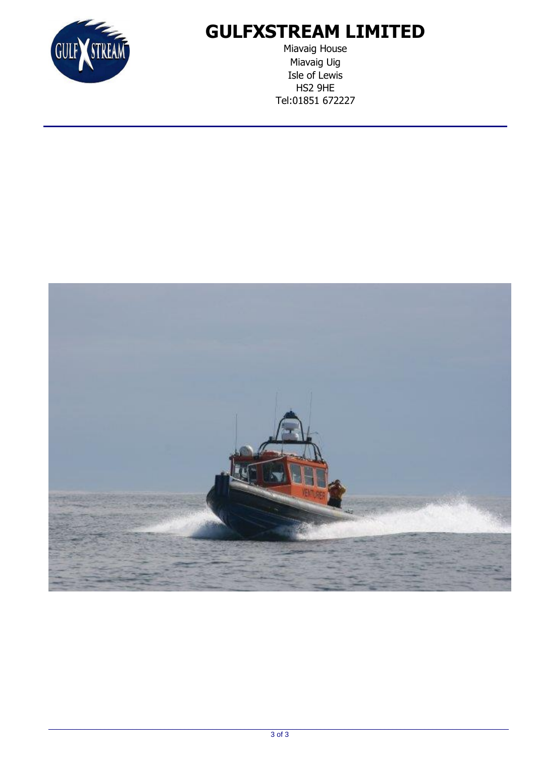# GULFXSTREAM LIMITED

Miavaig House
Miavaig Uig
Isle of Lewis
HS2 9HE
Tel:01851 672227